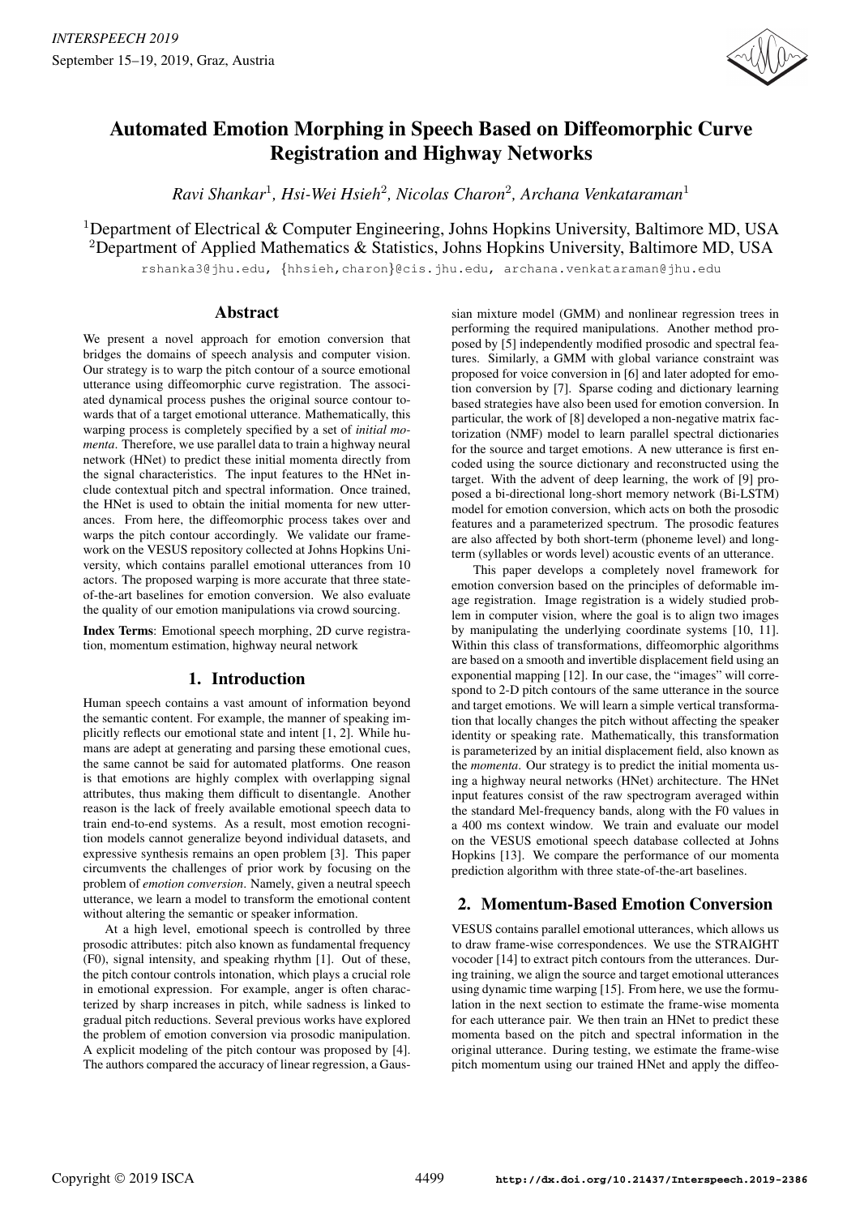# Automated Emotion Morphing in Speech Based on Diffeomorphic Curve Registration and Highway Networks

*Ravi Shankar*[1], *Hsi-Wei Hsieh*[2], *Nicolas Charon*[2], *Archana Venkataraman*[1]

[1]Department of Electrical & Computer Engineering, Johns Hopkins University, Baltimore MD, USA
[2]Department of Applied Mathematics & Statistics, Johns Hopkins University, Baltimore MD, USA

rshanka3@jhu.edu, {hhsieh,charon}@cis.jhu.edu, archana.venkataraman@jhu.edu

## Abstract

We present a novel approach for emotion conversion that bridges the domains of speech analysis and computer vision. Our strategy is to warp the pitch contour of a source emotional utterance using diffeomorphic curve registration. The associated dynamical process pushes the original source contour towards that of a target emotional utterance. Mathematically, this warping process is completely specified by a set of *initial momenta*. Therefore, we use parallel data to train a highway neural network (HNet) to predict these initial momenta directly from the signal characteristics. The input features to the HNet include contextual pitch and spectral information. Once trained, the HNet is used to obtain the initial momenta for new utterances. From here, the diffeomorphic process takes over and warps the pitch contour accordingly. We validate our framework on the VESUS repository collected at Johns Hopkins University, which contains parallel emotional utterances from 10 actors. The proposed warping is more accurate that three state-of-the-art baselines for emotion conversion. We also evaluate the quality of our emotion manipulations via crowd sourcing.

**Index Terms**: Emotional speech morphing, 2D curve registration, momentum estimation, highway neural network

## 1. Introduction

Human speech contains a vast amount of information beyond the semantic content. For example, the manner of speaking implicitly reflects our emotional state and intent [1, 2]. While humans are adept at generating and parsing these emotional cues, the same cannot be said for automated platforms. One reason is that emotions are highly complex with overlapping signal attributes, thus making them difficult to disentangle. Another reason is the lack of freely available emotional speech data to train end-to-end systems. As a result, most emotion recognition models cannot generalize beyond individual datasets, and expressive synthesis remains an open problem [3]. This paper circumvents the challenges of prior work by focusing on the problem of *emotion conversion*. Namely, given a neutral speech utterance, we learn a model to transform the emotional content without altering the semantic or speaker information.

At a high level, emotional speech is controlled by three prosodic attributes: pitch also known as fundamental frequency (F0), signal intensity, and speaking rhythm [1]. Out of these, the pitch contour controls intonation, which plays a crucial role in emotional expression. For example, anger is often characterized by sharp increases in pitch, while sadness is linked to gradual pitch reductions. Several previous works have explored the problem of emotion conversion via prosodic manipulation. A explicit modeling of the pitch contour was proposed by [4]. The authors compared the accuracy of linear regression, a Gaussian mixture model (GMM) and nonlinear regression trees in performing the required manipulations. Another method proposed by [5] independently modified prosodic and spectral features. Similarly, a GMM with global variance constraint was proposed for voice conversion in [6] and later adopted for emotion conversion by [7]. Sparse coding and dictionary learning based strategies have also been used for emotion conversion. In particular, the work of [8] developed a non-negative matrix factorization (NMF) model to learn parallel spectral dictionaries for the source and target emotions. A new utterance is first encoded using the source dictionary and reconstructed using the target. With the advent of deep learning, the work of [9] proposed a bi-directional long-short memory network (Bi-LSTM) model for emotion conversion, which acts on both the prosodic features and a parameterized spectrum. The prosodic features are also affected by both short-term (phoneme level) and long-term (syllables or words level) acoustic events of an utterance.

This paper develops a completely novel framework for emotion conversion based on the principles of deformable image registration. Image registration is a widely studied problem in computer vision, where the goal is to align two images by manipulating the underlying coordinate systems [10, 11]. Within this class of transformations, diffeomorphic algorithms are based on a smooth and invertible displacement field using an exponential mapping [12]. In our case, the "images" will correspond to 2-D pitch contours of the same utterance in the source and target emotions. We will learn a simple vertical transformation that locally changes the pitch without affecting the speaker identity or speaking rate. Mathematically, this transformation is parameterized by an initial displacement field, also known as the *momenta*. Our strategy is to predict the initial momenta using a highway neural networks (HNet) architecture. The HNet input features consist of the raw spectrogram averaged within the standard Mel-frequency bands, along with the F0 values in a 400 ms context window. We train and evaluate our model on the VESUS emotional speech database collected at Johns Hopkins [13]. We compare the performance of our momenta prediction algorithm with three state-of-the-art baselines.

## 2. Momentum-Based Emotion Conversion

VESUS contains parallel emotional utterances, which allows us to draw frame-wise correspondences. We use the STRAIGHT vocoder [14] to extract pitch contours from the utterances. During training, we align the source and target emotional utterances using dynamic time warping [15]. From here, we use the formulation in the next section to estimate the frame-wise momenta for each utterance pair. We then train an HNet to predict these momenta based on the pitch and spectral information in the original utterance. During testing, we estimate the frame-wise pitch momentum using our trained HNet and apply the diffeo-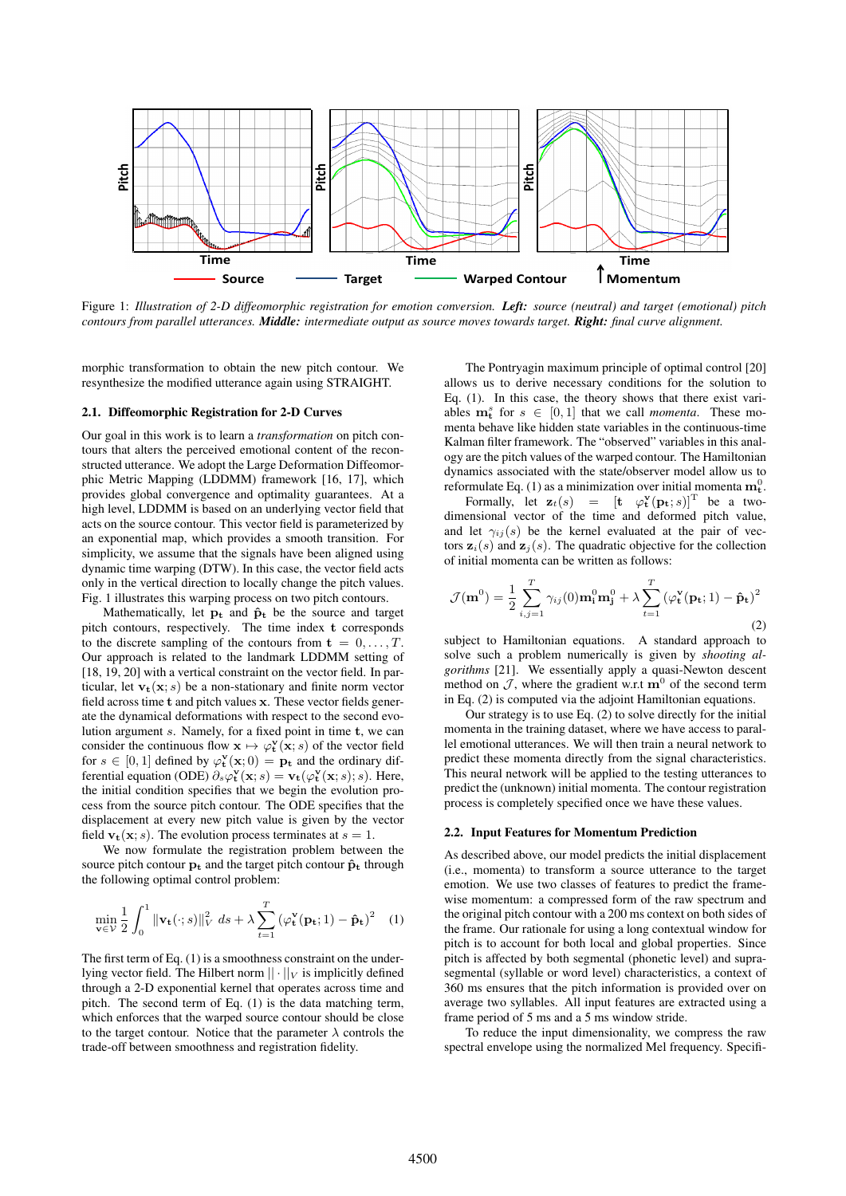Pitch

Time

Pitch

Time

Pitch

Time

Source Target Warped Contour Momentum

Figure 1: *Illustration of 2-D diffeomorphic registration for emotion conversion. **Left:** source (neutral) and target (emotional) pitch contours from parallel utterances. **Middle:** intermediate output as source moves towards target. **Right:** final curve alignment.*

morphic transformation to obtain the new pitch contour. We resynthesize the modified utterance again using STRAIGHT.

### 2.1. Diffeomorphic Registration for 2-D Curves

Our goal in this work is to learn a *transformation* on pitch contours that alters the perceived emotional content of the reconstructed utterance. We adopt the Large Deformation Diffeomorphic Metric Mapping (LDDMM) framework [16, 17], which provides global convergence and optimality guarantees. At a high level, LDDMM is based on an underlying vector field that acts on the source contour. This vector field is parameterized by an exponential map, which provides a smooth transition. For simplicity, we assume that the signals have been aligned using dynamic time warping (DTW). In this case, the vector field acts only in the vertical direction to locally change the pitch values. Fig. 1 illustrates this warping process on two pitch contours.

Mathematically, let $\mathbf{p_t}$ and $\hat{\mathbf{p}}_\mathbf{t}$ be the source and target pitch contours, respectively. The time index $\mathbf{t}$ corresponds to the discrete sampling of the contours from $\mathbf{t} = 0, \ldots, T$. Our approach is related to the landmark LDDMM setting of [18, 19, 20] with a vertical constraint on the vector field. In particular, let $\mathbf{v_t}(\mathbf{x}; s)$ be a non-stationary and finite norm vector field across time $\mathbf{t}$ and pitch values $\mathbf{x}$. These vector fields generate the dynamical deformations with respect to the second evolution argument $s$. Namely, for a fixed point in time $\mathbf{t}$, we can consider the continuous flow $\mathbf{x} \mapsto \varphi^{\mathbf{v}}_{\mathbf{t}}(\mathbf{x}; s)$ of the vector field for $s \in [0, 1]$ defined by $\varphi^{\mathbf{v}}_{\mathbf{t}}(\mathbf{x}; 0) = \mathbf{p_t}$ and the ordinary differential equation (ODE) $\partial_s \varphi^{\mathbf{v}}_{\mathbf{t}}(\mathbf{x}; s) = \mathbf{v_t}(\varphi^{\mathbf{v}}_{\mathbf{t}}(\mathbf{x}; s); s)$. Here, the initial condition specifies that we begin the evolution process from the source pitch contour. The ODE specifies that the displacement at every new pitch value is given by the vector field $\mathbf{v_t}(\mathbf{x}; s)$. The evolution process terminates at $s = 1$.

We now formulate the registration problem between the source pitch contour $\mathbf{p_t}$ and the target pitch contour $\hat{\mathbf{p}}_\mathbf{t}$ through the following optimal control problem:

$$\min_{\mathbf{v} \in \mathcal{V}} \frac{1}{2} \int_0^1 \|\mathbf{v_t}(\cdot; s)\|_V^2 \, ds + \lambda \sum_{t=1}^{T} \left(\varphi^{\mathbf{v}}_{\mathbf{t}}(\mathbf{p_t}; 1) - \hat{\mathbf{p}}_\mathbf{t}\right)^2 \quad (1)$$

The first term of Eq. (1) is a smoothness constraint on the underlying vector field. The Hilbert norm $||\cdot||_V$ is implicitly defined through a 2-D exponential kernel that operates across time and pitch. The second term of Eq. (1) is the data matching term, which enforces that the warped source contour should be close to the target contour. Notice that the parameter $\lambda$ controls the trade-off between smoothness and registration fidelity.

The Pontryagin maximum principle of optimal control [20] allows us to derive necessary conditions for the solution to Eq. (1). In this case, the theory shows that there exist variables $\mathbf{m}^s_\mathbf{t}$ for $s \in [0, 1]$ that we call *momenta*. These momenta behave like hidden state variables in the continuous-time Kalman filter framework. The "observed" variables in this analogy are the pitch values of the warped contour. The Hamiltonian dynamics associated with the state/observer model allow us to reformulate Eq. (1) as a minimization over initial momenta $\mathbf{m}^0_\mathbf{t}$.

Formally, let $\mathbf{z}_t(s) = [\mathbf{t} \;\; \varphi^{\mathbf{v}}_{\mathbf{t}}(\mathbf{p_t}; s)]^{\mathrm{T}}$ be a two-dimensional vector of the time and deformed pitch value, and let $\gamma_{ij}(s)$ be the kernel evaluated at the pair of vectors $\mathbf{z}_i(s)$ and $\mathbf{z}_j(s)$. The quadratic objective for the collection of initial momenta can be written as follows:

$$\mathcal{J}(\mathbf{m}^0) = \frac{1}{2} \sum_{i,j=1}^{T} \gamma_{ij}(0) \mathbf{m}^0_\mathbf{i} \mathbf{m}^0_\mathbf{j} + \lambda \sum_{t=1}^{T} \left(\varphi^{\mathbf{v}}_{\mathbf{t}}(\mathbf{p_t}; 1) - \hat{\mathbf{p}}_\mathbf{t}\right)^2 \quad (2)$$

subject to Hamiltonian equations. A standard approach to solve such a problem numerically is given by *shooting algorithms* [21]. We essentially apply a quasi-Newton descent method on $\mathcal{J}$, where the gradient w.r.t $\mathbf{m}^0$ of the second term in Eq. (2) is computed via the adjoint Hamiltonian equations.

Our strategy is to use Eq. (2) to solve directly for the initial momenta in the training dataset, where we have access to parallel emotional utterances. We will then train a neural network to predict these momenta directly from the signal characteristics. This neural network will be applied to the testing utterances to predict the (unknown) initial momenta. The contour registration process is completely specified once we have these values.

### 2.2. Input Features for Momentum Prediction

As described above, our model predicts the initial displacement (i.e., momenta) to transform a source utterance to the target emotion. We use two classes of features to predict the frame-wise momentum: a compressed form of the raw spectrum and the original pitch contour with a 200 ms context on both sides of the frame. Our rationale for using a long contextual window for pitch is to account for both local and global properties. Since pitch is affected by both segmental (phonetic level) and supra-segmental (syllable or word level) characteristics, a context of 360 ms ensures that the pitch information is provided over on average two syllables. All input features are extracted using a frame period of 5 ms and a 5 ms window stride.

To reduce the input dimensionality, we compress the raw spectral envelope using the normalized Mel frequency. Specifi-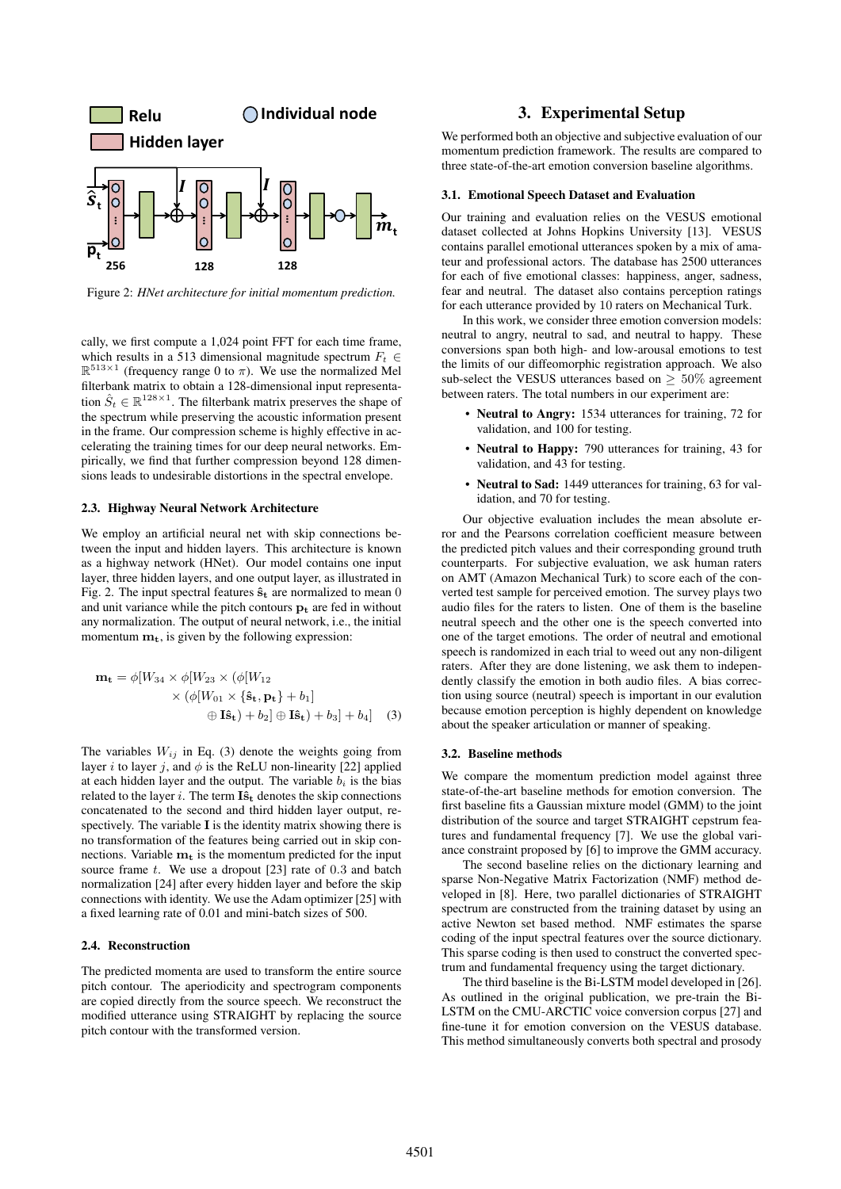Relu

Individual node

Hidden layer

I

I

256

128

128

Figure 2: *HNet architecture for initial momentum prediction.*

cally, we first compute a 1,024 point FFT for each time frame, which results in a 513 dimensional magnitude spectrum $F_t \in \mathbb{R}^{513\times1}$ (frequency range 0 to $\pi$). We use the normalized Mel filterbank matrix to obtain a 128-dimensional input representation $\hat{S}_t \in \mathbb{R}^{128\times1}$. The filterbank matrix preserves the shape of the spectrum while preserving the acoustic information present in the frame. Our compression scheme is highly effective in accelerating the training times for our deep neural networks. Empirically, we find that further compression beyond 128 dimensions leads to undesirable distortions in the spectral envelope.

### 2.3. Highway Neural Network Architecture

We employ an artificial neural net with skip connections between the input and hidden layers. This architecture is known as a highway network (HNet). Our model contains one input layer, three hidden layers, and one output layer, as illustrated in Fig. 2. The input spectral features $\hat{\mathbf{s}}_\mathbf{t}$ are normalized to mean 0 and unit variance while the pitch contours $\mathbf{p_t}$ are fed in without any normalization. The output of neural network, i.e., the initial momentum $\mathbf{m_t}$, is given by the following expression:

$$\mathbf{m_t} = \phi[W_{34} \times \phi[W_{23} \times (\phi[W_{12} \times (\phi[W_{01} \times \{\hat{\mathbf{s}}_\mathbf{t}, \mathbf{p_t}\} + b_1] \oplus \mathbf{I}\hat{\mathbf{s}}_\mathbf{t}) + b_2] \oplus \mathbf{I}\hat{\mathbf{s}}_\mathbf{t}) + b_3] + b_4] \quad (3)$$

The variables $W_{ij}$ in Eq. (3) denote the weights going from layer $i$ to layer $j$, and $\phi$ is the ReLU non-linearity [22] applied at each hidden layer and the output. The variable $b_i$ is the bias related to the layer $i$. The term $\mathbf{I}\hat{\mathbf{s}}_\mathbf{t}$ denotes the skip connections concatenated to the second and third hidden layer output, respectively. The variable $\mathbf{I}$ is the identity matrix showing there is no transformation of the features being carried out in skip connections. Variable $\mathbf{m_t}$ is the momentum predicted for the input source frame $t$. We use a dropout [23] rate of 0.3 and batch normalization [24] after every hidden layer and before the skip connections with identity. We use the Adam optimizer [25] with a fixed learning rate of 0.01 and mini-batch sizes of 500.

### 2.4. Reconstruction

The predicted momenta are used to transform the entire source pitch contour. The aperiodicity and spectrogram components are copied directly from the source speech. We reconstruct the modified utterance using STRAIGHT by replacing the source pitch contour with the transformed version.

## 3. Experimental Setup

We performed both an objective and subjective evaluation of our momentum prediction framework. The results are compared to three state-of-the-art emotion conversion baseline algorithms.

### 3.1. Emotional Speech Dataset and Evaluation

Our training and evaluation relies on the VESUS emotional dataset collected at Johns Hopkins University [13]. VESUS contains parallel emotional utterances spoken by a mix of amateur and professional actors. The database has 2500 utterances for each of five emotional classes: happiness, anger, sadness, fear and neutral. The dataset also contains perception ratings for each utterance provided by 10 raters on Mechanical Turk.

In this work, we consider three emotion conversion models: neutral to angry, neutral to sad, and neutral to happy. These conversions span both high- and low-arousal emotions to test the limits of our diffeomorphic registration approach. We also sub-select the VESUS utterances based on $\geq 50\%$ agreement between raters. The total numbers in our experiment are:

- **Neutral to Angry:** 1534 utterances for training, 72 for validation, and 100 for testing.
- **Neutral to Happy:** 790 utterances for training, 43 for validation, and 43 for testing.
- **Neutral to Sad:** 1449 utterances for training, 63 for validation, and 70 for testing.

Our objective evaluation includes the mean absolute error and the Pearsons correlation coefficient measure between the predicted pitch values and their corresponding ground truth counterparts. For subjective evaluation, we ask human raters on AMT (Amazon Mechanical Turk) to score each of the converted test sample for perceived emotion. The survey plays two audio files for the raters to listen. One of them is the baseline neutral speech and the other one is the speech converted into one of the target emotions. The order of neutral and emotional speech is randomized in each trial to weed out any non-diligent raters. After they are done listening, we ask them to independently classify the emotion in both audio files. A bias correction using source (neutral) speech is important in our evalution because emotion perception is highly dependent on knowledge about the speaker articulation or manner of speaking.

### 3.2. Baseline methods

We compare the momentum prediction model against three state-of-the-art baseline methods for emotion conversion. The first baseline fits a Gaussian mixture model (GMM) to the joint distribution of the source and target STRAIGHT cepstrum features and fundamental frequency [7]. We use the global variance constraint proposed by [6] to improve the GMM accuracy.

The second baseline relies on the dictionary learning and sparse Non-Negative Matrix Factorization (NMF) method developed in [8]. Here, two parallel dictionaries of STRAIGHT spectrum are constructed from the training dataset by using an active Newton set based method. NMF estimates the sparse coding of the input spectral features over the source dictionary. This sparse coding is then used to construct the converted spectrum and fundamental frequency using the target dictionary.

The third baseline is the Bi-LSTM model developed in [26]. As outlined in the original publication, we pre-train the Bi-LSTM on the CMU-ARCTIC voice conversion corpus [27] and fine-tune it for emotion conversion on the VESUS database. This method simultaneously converts both spectral and prosody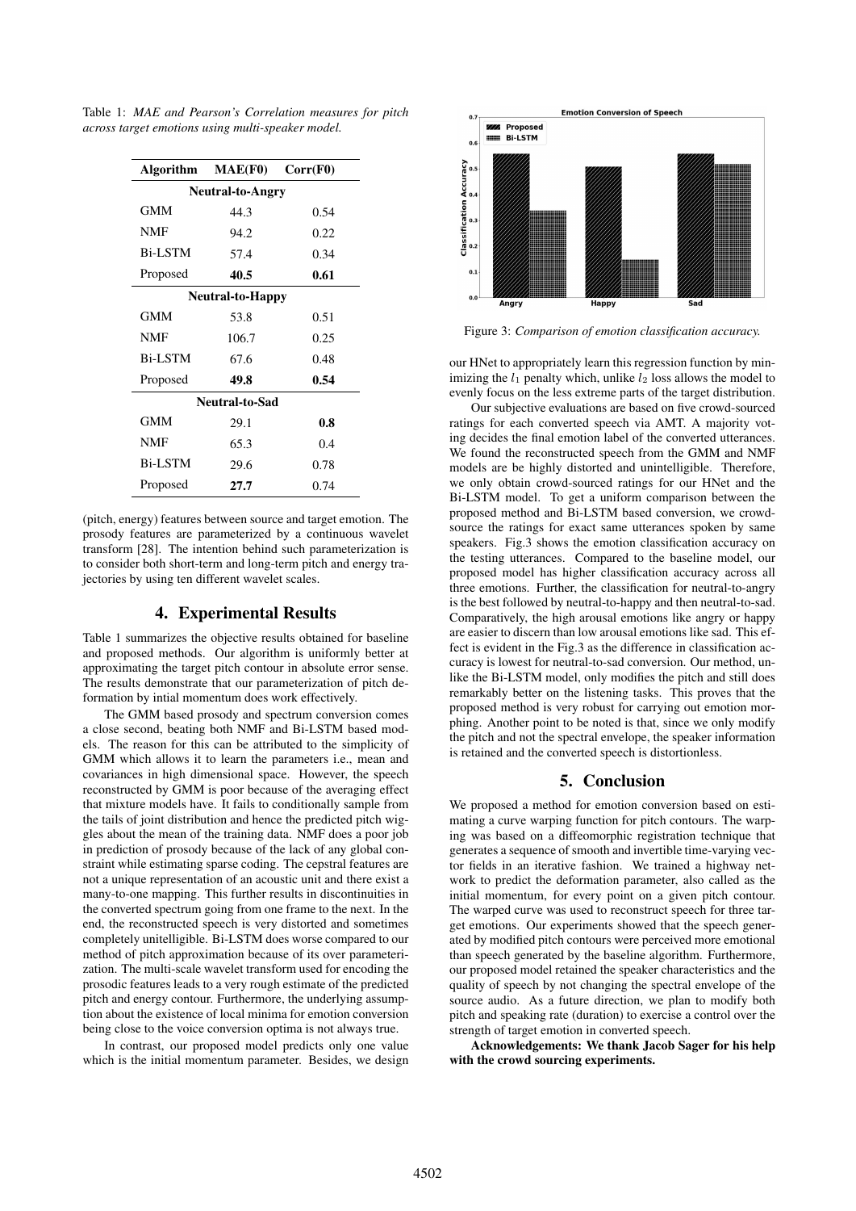Table 1: *MAE and Pearson's Correlation measures for pitch across target emotions using multi-speaker model.*

| Algorithm | MAE(F0) | Corr(F0) |
|---|---|---|
| **Neutral-to-Angry** | | |
| GMM | 44.3 | 0.54 |
| NMF | 94.2 | 0.22 |
| Bi-LSTM | 57.4 | 0.34 |
| Proposed | **40.5** | **0.61** |
| **Neutral-to-Happy** | | |
| GMM | 53.8 | 0.51 |
| NMF | 106.7 | 0.25 |
| Bi-LSTM | 67.6 | 0.48 |
| Proposed | **49.8** | **0.54** |
| **Neutral-to-Sad** | | |
| GMM | 29.1 | **0.8** |
| NMF | 65.3 | 0.4 |
| Bi-LSTM | 29.6 | 0.78 |
| Proposed | **27.7** | 0.74 |

(pitch, energy) features between source and target emotion. The prosody features are parameterized by a continuous wavelet transform [28]. The intention behind such parameterization is to consider both short-term and long-term pitch and energy trajectories by using ten different wavelet scales.

## 4. Experimental Results

Table 1 summarizes the objective results obtained for baseline and proposed methods. Our algorithm is uniformly better at approximating the target pitch contour in absolute error sense. The results demonstrate that our parameterization of pitch deformation by intial momentum does work effectively.

The GMM based prosody and spectrum conversion comes a close second, beating both NMF and Bi-LSTM based models. The reason for this can be attributed to the simplicity of GMM which allows it to learn the parameters i.e., mean and covariances in high dimensional space. However, the speech reconstructed by GMM is poor because of the averaging effect that mixture models have. It fails to conditionally sample from the tails of joint distribution and hence the predicted pitch wiggles about the mean of the training data. NMF does a poor job in prediction of prosody because of the lack of any global constraint while estimating sparse coding. The cepstral features are not a unique representation of an acoustic unit and there exist a many-to-one mapping. This further results in discontinuities in the converted spectrum going from one frame to the next. In the end, the reconstructed speech is very distorted and sometimes completely unitelligible. Bi-LSTM does worse compared to our method of pitch approximation because of its over parameterization. The multi-scale wavelet transform used for encoding the prosodic features leads to a very rough estimate of the predicted pitch and energy contour. Furthermore, the underlying assumption about the existence of local minima for emotion conversion being close to the voice conversion optima is not always true.

In contrast, our proposed model predicts only one value which is the initial momentum parameter. Besides, we design our HNet to appropriately learn this regression function by minimizing the $l_1$ penalty which, unlike $l_2$ loss allows the model to evenly focus on the less extreme parts of the target distribution.

Emotion Conversion of Speech

Proposed

Bi-LSTM

Classification Accuracy

0.0 0.1 0.2 0.3 0.4 0.5 0.6 0.7

Angry Happy Sad

Figure 3: *Comparison of emotion classification accuracy.*

Our subjective evaluations are based on five crowd-sourced ratings for each converted speech via AMT. A majority voting decides the final emotion label of the converted utterances. We found the reconstructed speech from the GMM and NMF models are be highly distorted and unintelligible. Therefore, we only obtain crowd-sourced ratings for our HNet and the Bi-LSTM model. To get a uniform comparison between the proposed method and Bi-LSTM based conversion, we crowd-source the ratings for exact same utterances spoken by same speakers. Fig.3 shows the emotion classification accuracy on the testing utterances. Compared to the baseline model, our proposed model has higher classification accuracy across all three emotions. Further, the classification for neutral-to-angry is the best followed by neutral-to-happy and then neutral-to-sad. Comparatively, the high arousal emotions like angry or happy are easier to discern than low arousal emotions like sad. This effect is evident in the Fig.3 as the difference in classification accuracy is lowest for neutral-to-sad conversion. Our method, unlike the Bi-LSTM model, only modifies the pitch and still does remarkably better on the listening tasks. This proves that the proposed method is very robust for carrying out emotion morphing. Another point to be noted is that, since we only modify the pitch and not the spectral envelope, the speaker information is retained and the converted speech is distortionless.

## 5. Conclusion

We proposed a method for emotion conversion based on estimating a curve warping function for pitch contours. The warping was based on a diffeomorphic registration technique that generates a sequence of smooth and invertible time-varying vector fields in an iterative fashion. We trained a highway network to predict the deformation parameter, also called as the initial momentum, for every point on a given pitch contour. The warped curve was used to reconstruct speech for three target emotions. Our experiments showed that the speech generated by modified pitch contours were perceived more emotional than speech generated by the baseline algorithm. Furthermore, our proposed model retained the speaker characteristics and the quality of speech by not changing the spectral envelope of the source audio. As a future direction, we plan to modify both pitch and speaking rate (duration) to exercise a control over the strength of target emotion in converted speech.

**Acknowledgements: We thank Jacob Sager for his help with the crowd sourcing experiments.**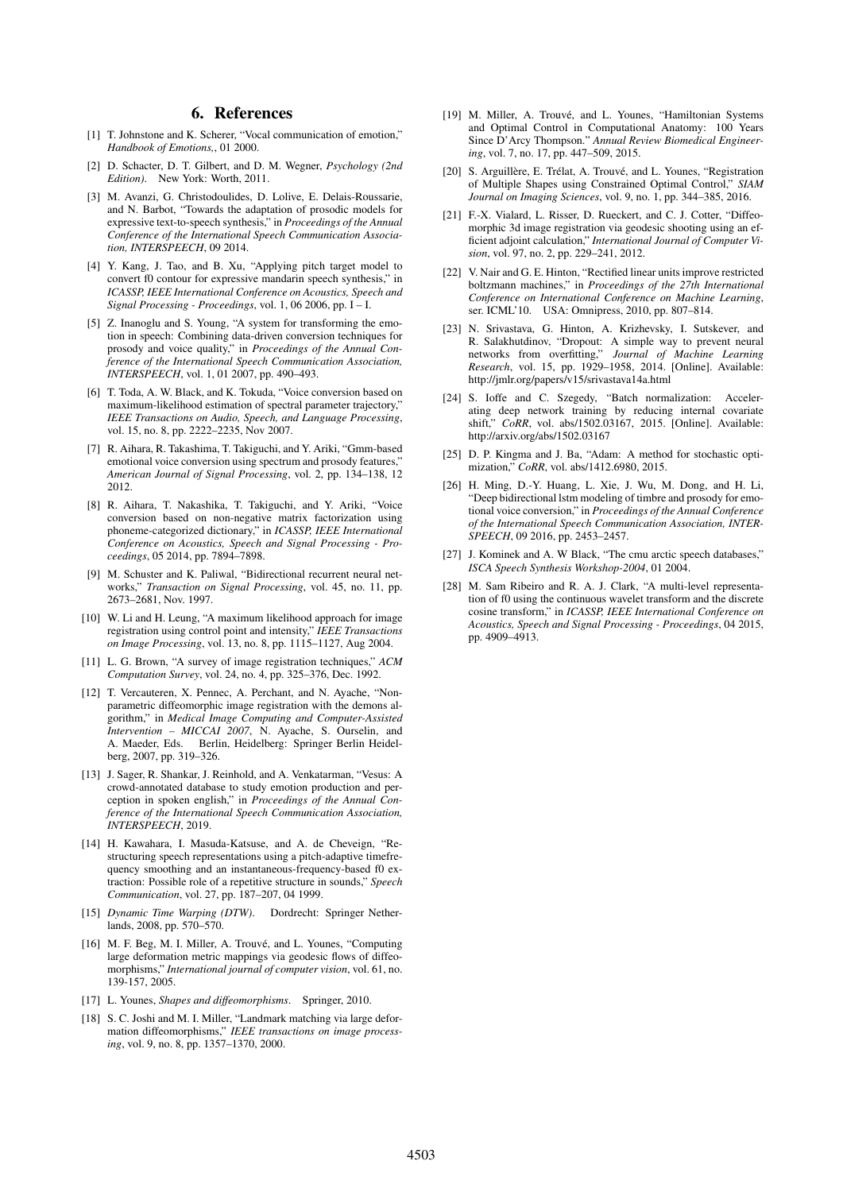## 6. References

[1] T. Johnstone and K. Scherer, "Vocal communication of emotion," *Handbook of Emotions,*, 01 2000.

[2] D. Schacter, D. T. Gilbert, and D. M. Wegner, *Psychology (2nd Edition)*. New York: Worth, 2011.

[3] M. Avanzi, G. Christodoulides, D. Lolive, E. Delais-Roussarie, and N. Barbot, "Towards the adaptation of prosodic models for expressive text-to-speech synthesis," in *Proceedings of the Annual Conference of the International Speech Communication Association, INTERSPEECH*, 09 2014.

[4] Y. Kang, J. Tao, and B. Xu, "Applying pitch target model to convert f0 contour for expressive mandarin speech synthesis," in *ICASSP, IEEE International Conference on Acoustics, Speech and Signal Processing - Proceedings*, vol. 1, 06 2006, pp. I – I.

[5] Z. Inanoglu and S. Young, "A system for transforming the emotion in speech: Combining data-driven conversion techniques for prosody and voice quality," in *Proceedings of the Annual Conference of the International Speech Communication Association, INTERSPEECH*, vol. 1, 01 2007, pp. 490–493.

[6] T. Toda, A. W. Black, and K. Tokuda, "Voice conversion based on maximum-likelihood estimation of spectral parameter trajectory," *IEEE Transactions on Audio, Speech, and Language Processing*, vol. 15, no. 8, pp. 2222–2235, Nov 2007.

[7] R. Aihara, R. Takashima, T. Takiguchi, and Y. Ariki, "Gmm-based emotional voice conversion using spectrum and prosody features," *American Journal of Signal Processing*, vol. 2, pp. 134–138, 12 2012.

[8] R. Aihara, T. Nakashika, T. Takiguchi, and Y. Ariki, "Voice conversion based on non-negative matrix factorization using phoneme-categorized dictionary," in *ICASSP, IEEE International Conference on Acoustics, Speech and Signal Processing - Proceedings*, 05 2014, pp. 7894–7898.

[9] M. Schuster and K. Paliwal, "Bidirectional recurrent neural networks," *Transaction on Signal Processing*, vol. 45, no. 11, pp. 2673–2681, Nov. 1997.

[10] W. Li and H. Leung, "A maximum likelihood approach for image registration using control point and intensity," *IEEE Transactions on Image Processing*, vol. 13, no. 8, pp. 1115–1127, Aug 2004.

[11] L. G. Brown, "A survey of image registration techniques," *ACM Computation Survey*, vol. 24, no. 4, pp. 325–376, Dec. 1992.

[12] T. Vercauteren, X. Pennec, A. Perchant, and N. Ayache, "Non-parametric diffeomorphic image registration with the demons algorithm," in *Medical Image Computing and Computer-Assisted Intervention – MICCAI 2007*, N. Ayache, S. Ourselin, and A. Maeder, Eds. Berlin, Heidelberg: Springer Berlin Heidelberg, 2007, pp. 319–326.

[13] J. Sager, R. Shankar, J. Reinhold, and A. Venkatarman, "Vesus: A crowd-annotated database to study emotion production and perception in spoken english," in *Proceedings of the Annual Conference of the International Speech Communication Association, INTERSPEECH*, 2019.

[14] H. Kawahara, I. Masuda-Katsuse, and A. de Cheveign, "Restructuring speech representations using a pitch-adaptive timefrequency smoothing and an instantaneous-frequency-based f0 extraction: Possible role of a repetitive structure in sounds," *Speech Communication*, vol. 27, pp. 187–207, 04 1999.

[15] *Dynamic Time Warping (DTW)*. Dordrecht: Springer Netherlands, 2008, pp. 570–570.

[16] M. F. Beg, M. I. Miller, A. Trouvé, and L. Younes, "Computing large deformation metric mappings via geodesic flows of diffeomorphisms," *International journal of computer vision*, vol. 61, no. 139-157, 2005.

[17] L. Younes, *Shapes and diffeomorphisms*. Springer, 2010.

[18] S. C. Joshi and M. I. Miller, "Landmark matching via large deformation diffeomorphisms," *IEEE transactions on image processing*, vol. 9, no. 8, pp. 1357–1370, 2000.

[19] M. Miller, A. Trouvé, and L. Younes, "Hamiltonian Systems and Optimal Control in Computational Anatomy: 100 Years Since D'Arcy Thompson." *Annual Review Biomedical Engineering*, vol. 7, no. 17, pp. 447–509, 2015.

[20] S. Arguillère, E. Trélat, A. Trouvé, and L. Younes, "Registration of Multiple Shapes using Constrained Optimal Control," *SIAM Journal on Imaging Sciences*, vol. 9, no. 1, pp. 344–385, 2016.

[21] F.-X. Vialard, L. Risser, D. Rueckert, and C. J. Cotter, "Diffeomorphic 3d image registration via geodesic shooting using an efficient adjoint calculation," *International Journal of Computer Vision*, vol. 97, no. 2, pp. 229–241, 2012.

[22] V. Nair and G. E. Hinton, "Rectified linear units improve restricted boltzmann machines," in *Proceedings of the 27th International Conference on International Conference on Machine Learning*, ser. ICML'10. USA: Omnipress, 2010, pp. 807–814.

[23] N. Srivastava, G. Hinton, A. Krizhevsky, I. Sutskever, and R. Salakhutdinov, "Dropout: A simple way to prevent neural networks from overfitting," *Journal of Machine Learning Research*, vol. 15, pp. 1929–1958, 2014. [Online]. Available: http://jmlr.org/papers/v15/srivastava14a.html

[24] S. Ioffe and C. Szegedy, "Batch normalization: Accelerating deep network training by reducing internal covariate shift," *CoRR*, vol. abs/1502.03167, 2015. [Online]. Available: http://arxiv.org/abs/1502.03167

[25] D. P. Kingma and J. Ba, "Adam: A method for stochastic optimization," *CoRR*, vol. abs/1412.6980, 2015.

[26] H. Ming, D.-Y. Huang, L. Xie, J. Wu, M. Dong, and H. Li, "Deep bidirectional lstm modeling of timbre and prosody for emotional voice conversion," in *Proceedings of the Annual Conference of the International Speech Communication Association, INTERSPEECH*, 09 2016, pp. 2453–2457.

[27] J. Kominek and A. W Black, "The cmu arctic speech databases," *ISCA Speech Synthesis Workshop-2004*, 01 2004.

[28] M. Sam Ribeiro and R. A. J. Clark, "A multi-level representation of f0 using the continuous wavelet transform and the discrete cosine transform," in *ICASSP, IEEE International Conference on Acoustics, Speech and Signal Processing - Proceedings*, 04 2015, pp. 4909–4913.